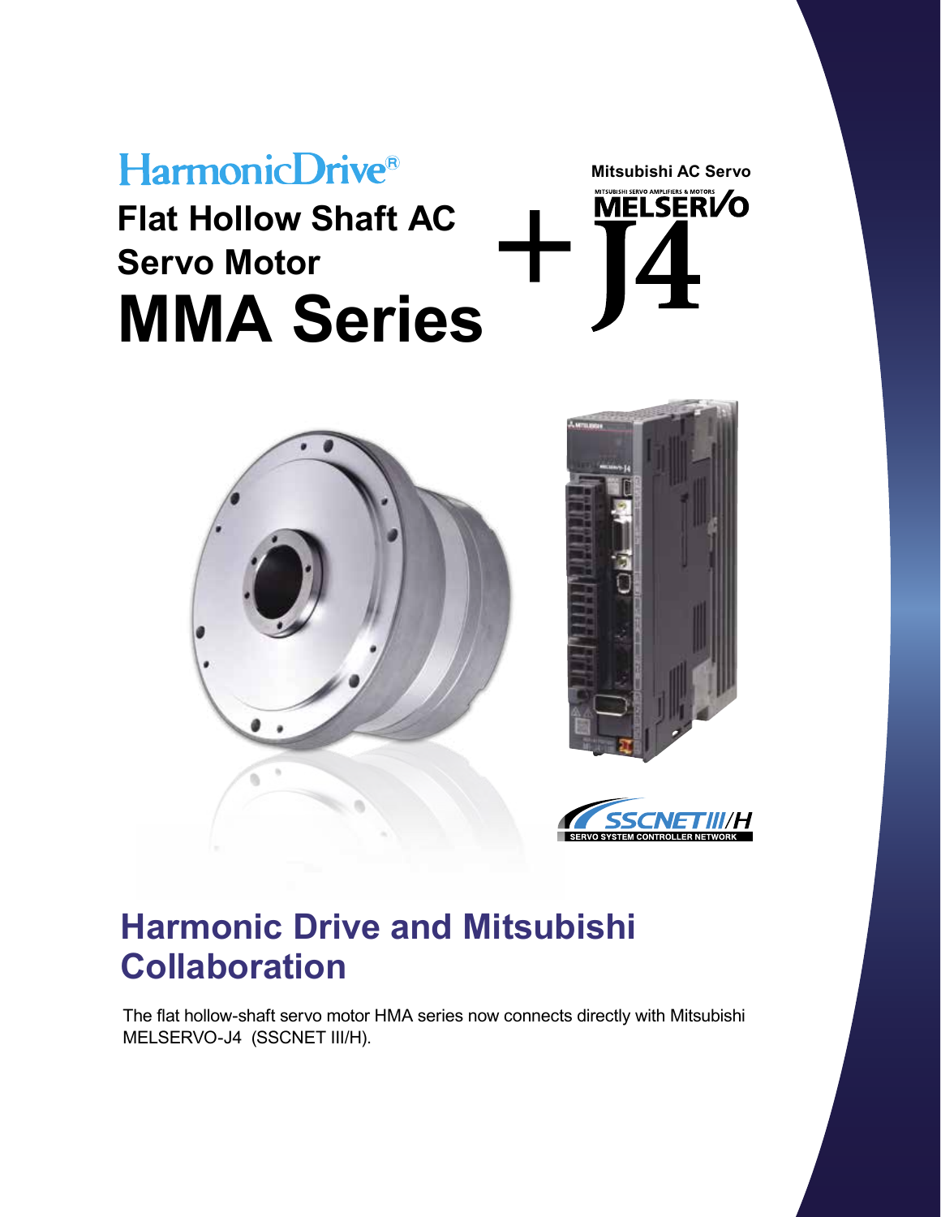HarmonicDrive®

# Flat Hollow Shaft AC Servo Motor MMA Series

+ Mitsubishi AC Servo MELSERVO J4

SSCNET III/H SERVO SYSTEM CONTROLLER NETWORK

## Harmonic Drive and Mitsubishi Collaboration

The flat hollow-shaft servo motor HMA series now connects directly with Mitsubishi MELSERVO-J4 (SSCNET III/H).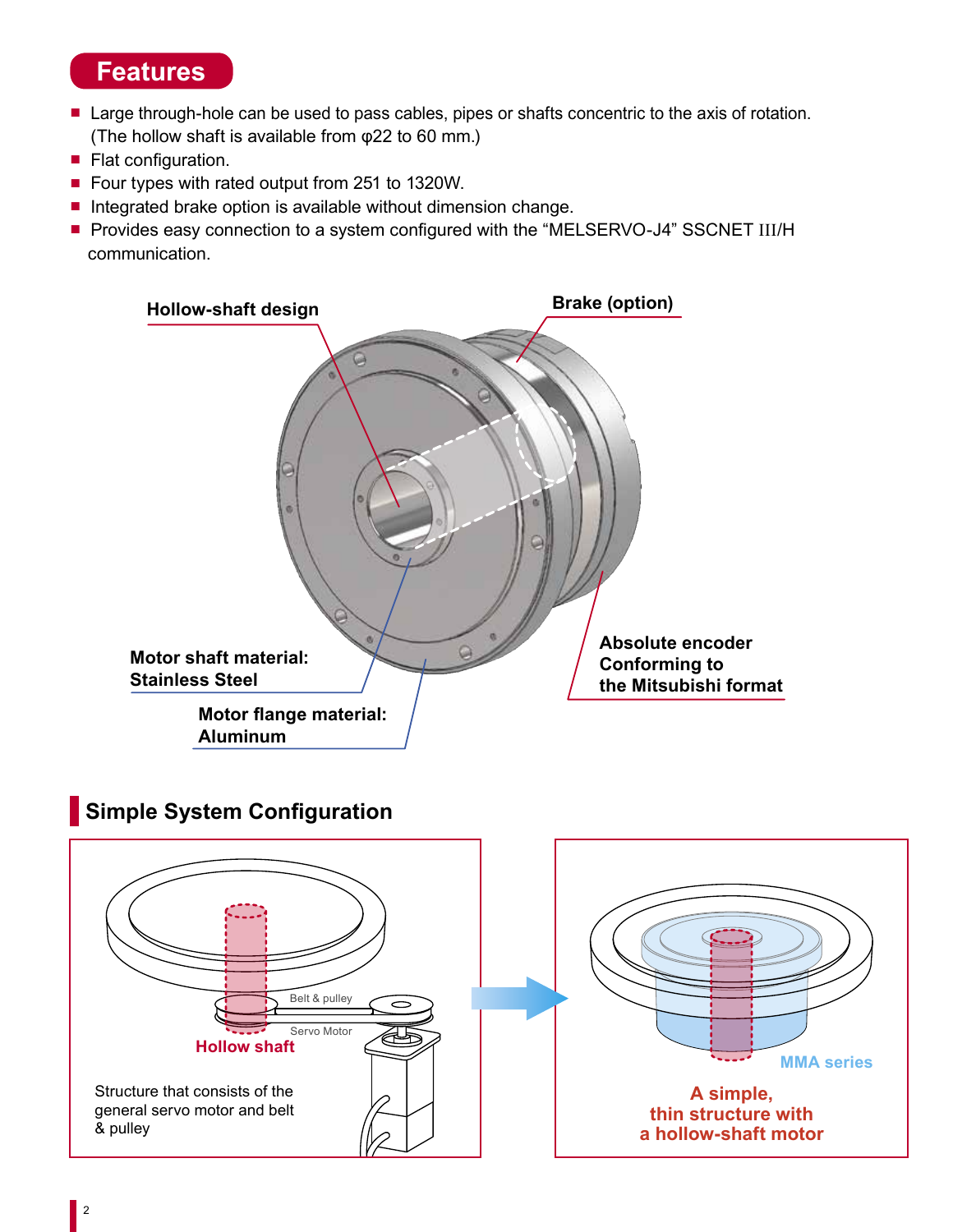## Features

- Large through-hole can be used to pass cables, pipes or shafts concentric to the axis of rotation. (The hollow shaft is available from φ22 to 60 mm.)
- Flat configuration.
- Four types with rated output from 251 to 1320W.
- Integrated brake option is available without dimension change.
- Provides easy connection to a system configured with the “MELSERVO-J4” SSCNET III/H communication.

**Hollow-shaft design**

**Brake (option)**

**Motor shaft material: Stainless Steel**

**Motor flange material: Aluminum**

**Absolute encoder Conforming to the Mitsubishi format**

## Simple System Configuration

Belt & pulley

Servo Motor

**Hollow shaft**

Structure that consists of the general servo motor and belt & pulley

**MMA series**

**A simple, thin structure with a hollow-shaft motor**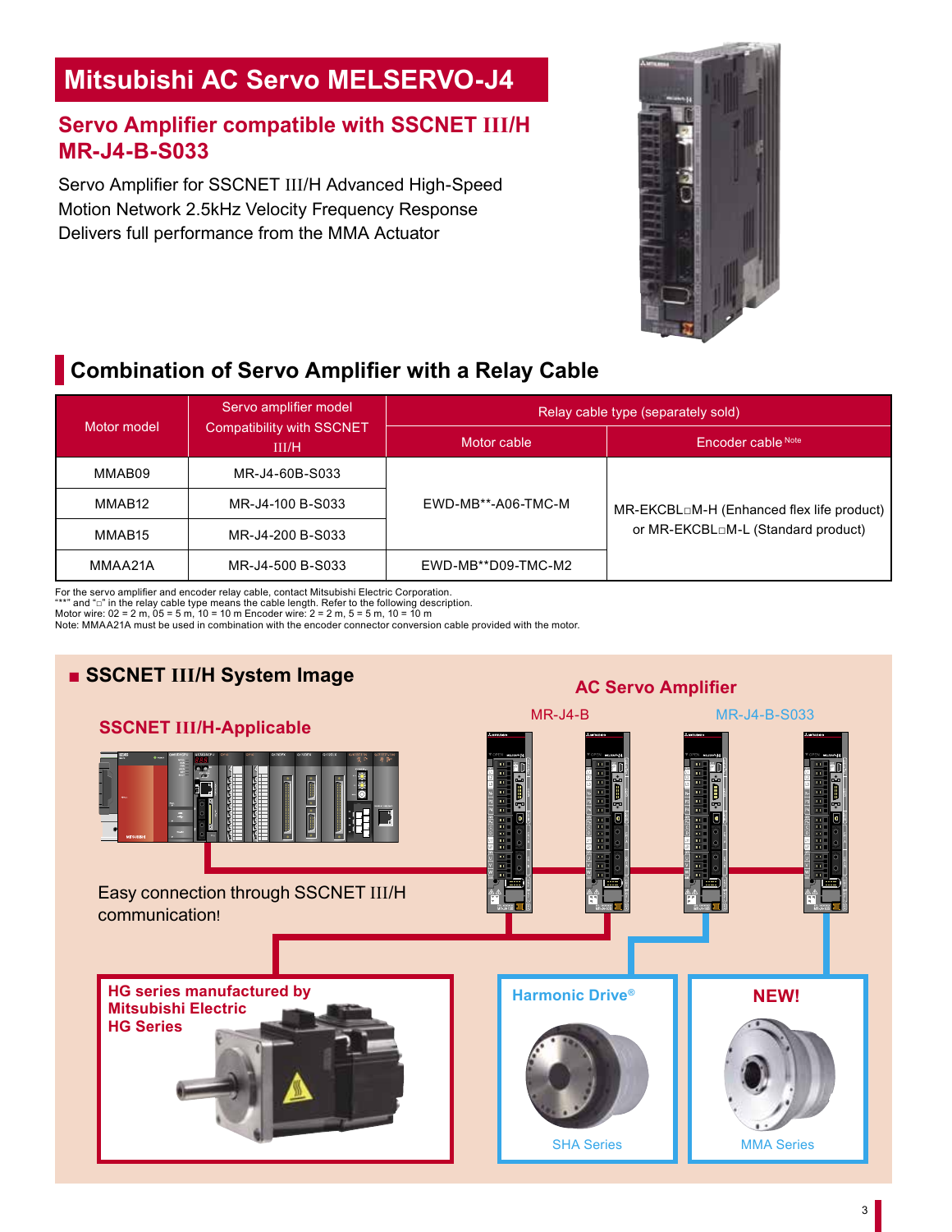# Mitsubishi AC Servo MELSERVO-J4

## Servo Amplifier compatible with SSCNET III/H MR-J4-B-S033

Servo Amplifier for SSCNET III/H Advanced High-Speed Motion Network 2.5kHz Velocity Frequency Response Delivers full performance from the MMA Actuator

## Combination of Servo Amplifier with a Relay Cable

| Motor model | Servo amplifier model Compatibility with SSCNET III/H | Relay cable type (separately sold) | |
|---|---|---|---|
| | | Motor cable | Encoder cable Note |
| MMAB09 | MR-J4-60B-S033 | EWD-MB**-A06-TMC-M | MR-EKCBL□M-H (Enhanced flex life product) or MR-EKCBL□M-L (Standard product) |
| MMAB12 | MR-J4-100 B-S033 | | |
| MMAB15 | MR-J4-200 B-S033 | | |
| MMAA21A | MR-J4-500 B-S033 | EWD-MB**D09-TMC-M2 | |

For the servo amplifier and encoder relay cable, contact Mitsubishi Electric Corporation.
"**" and "□" in the relay cable type means the cable length. Refer to the following description.
Motor wire: 02 = 2 m, 05 = 5 m, 10 = 10 m Encoder wire: 2 = 2 m, 5 = 5 m, 10 = 10 m
Note: MMAA21A must be used in combination with the encoder connector conversion cable provided with the motor.

### ■ SSCNET III/H System Image

**SSCNET III/H-Applicable**

**AC Servo Amplifier**

MR-J4-B

MR-J4-B-S033

Easy connection through SSCNET III/H communication!

**HG series manufactured by Mitsubishi Electric HG Series**

**Harmonic Drive®**

SHA Series

**NEW!**

MMA Series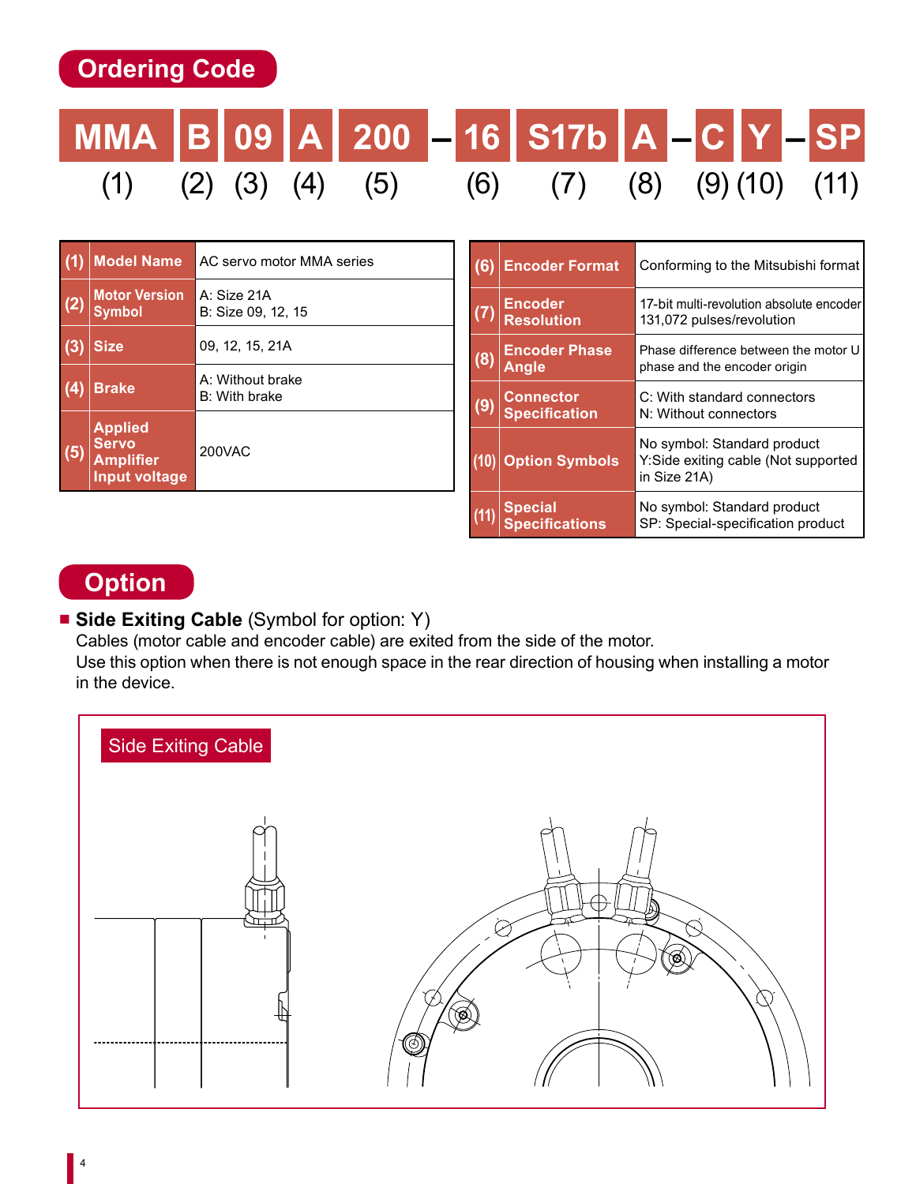## Ordering Code

| MMA | B | 09 | A | 200 | – | 16 | S17b | A | – | C | Y | – | SP |
|---|---|---|---|---|---|---|---|---|---|---|---|---|---|
| (1) | (2) | (3) | (4) | (5) | | (6) | (7) | (8) | | (9) | (10) | | (11) |

| No. | Item | Description |
|---|---|---|
| (1) | Model Name | AC servo motor MMA series |
| (2) | Motor Version Symbol | A: Size 21A<br>B: Size 09, 12, 15 |
| (3) | Size | 09, 12, 15, 21A |
| (4) | Brake | A: Without brake<br>B: With brake |
| (5) | Applied Servo Amplifier Input voltage | 200VAC |

| No. | Item | Description |
|---|---|---|
| (6) | Encoder Format | Conforming to the Mitsubishi format |
| (7) | Encoder Resolution | 17-bit multi-revolution absolute encoder<br>131,072 pulses/revolution |
| (8) | Encoder Phase Angle | Phase difference between the motor U phase and the encoder origin |
| (9) | Connector Specification | C: With standard connectors<br>N: Without connectors |
| (10) | Option Symbols | No symbol: Standard product<br>Y:Side exiting cable (Not supported in Size 21A) |
| (11) | Special Specifications | No symbol: Standard product<br>SP: Special-specification product |

## Option

- **Side Exiting Cable** (Symbol for option: Y)
  Cables (motor cable and encoder cable) are exited from the side of the motor.
  Use this option when there is not enough space in the rear direction of housing when installing a motor in the device.

Side Exiting Cable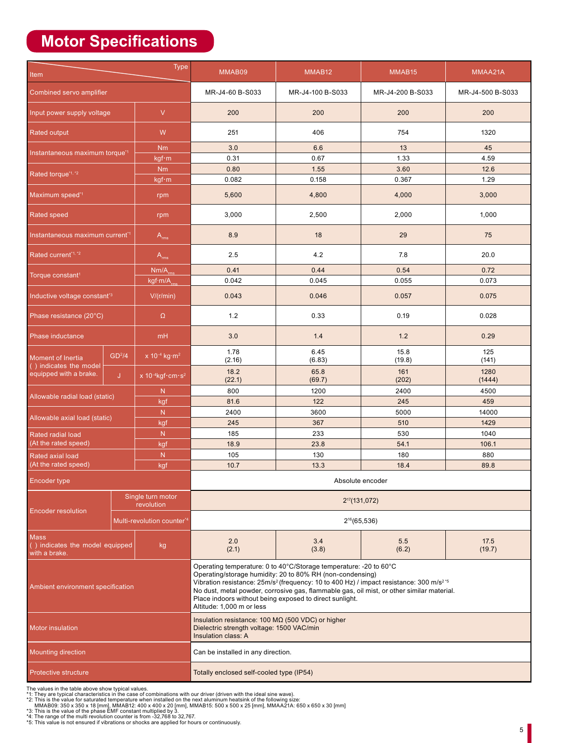# Motor Specifications

| Item | | Unit | MMAB09 | MMAB12 | MMAB15 | MMAA21A |
|---|---|---|---|---|---|---|
| Combined servo amplifier | | | MR-J4-60 B-S033 | MR-J4-100 B-S033 | MR-J4-200 B-S033 | MR-J4-500 B-S033 |
| Input power supply voltage | | V | 200 | 200 | 200 | 200 |
| Rated output | | W | 251 | 406 | 754 | 1320 |
| Instantaneous maximum torque*1 | | Nm | 3.0 | 6.6 | 13 | 45 |
| | | kgf·m | 0.31 | 0.67 | 1.33 | 4.59 |
| Rated torque*1, *2 | | Nm | 0.80 | 1.55 | 3.60 | 12.6 |
| | | kgf·m | 0.082 | 0.158 | 0.367 | 1.29 |
| Maximum speed*1 | | rpm | 5,600 | 4,800 | 4,000 | 3,000 |
| Rated speed | | rpm | 3,000 | 2,500 | 2,000 | 1,000 |
| Instantaneous maximum current*1 | | $A_{rms}$ | 8.9 | 18 | 29 | 75 |
| Rated current*1, *2 | | $A_{rms}$ | 2.5 | 4.2 | 7.8 | 20.0 |
| Torque constant*1 | | $Nm/A_{rms}$ | 0.41 | 0.44 | 0.54 | 0.72 |
| | | $kgf{\cdot}m/A_{rms}$ | 0.042 | 0.045 | 0.055 | 0.073 |
| Inductive voltage constant*3 | | V/(r/min) | 0.043 | 0.046 | 0.057 | 0.075 |
| Phase resistance (20°C) | | Ω | 1.2 | 0.33 | 0.19 | 0.028 |
| Phase inductance | | mH | 3.0 | 1.4 | 1.2 | 0.29 |
| Moment of Inertia ( ) indicates the model equipped with a brake. | $GD^2/4$ | $\times 10^{-4}$ kg·m² | 1.78 (2.16) | 6.45 (6.83) | 15.8 (19.8) | 125 (141) |
| | J | $\times 10^{-4}$kgf·cm·s² | 18.2 (22.1) | 65.8 (69.7) | 161 (202) | 1280 (1444) |
| Allowable radial load (static) | | N | 800 | 1200 | 2400 | 4500 |
| | | kgf | 81.6 | 122 | 245 | 459 |
| Allowable axial load (static) | | N | 2400 | 3600 | 5000 | 14000 |
| | | kgf | 245 | 367 | 510 | 1429 |
| Rated radial load (At the rated speed) | | N | 185 | 233 | 530 | 1040 |
| | | kgf | 18.9 | 23.8 | 54.1 | 106.1 |
| Rated axial load (At the rated speed) | | N | 105 | 130 | 180 | 880 |
| | | kgf | 10.7 | 13.3 | 18.4 | 89.8 |
| Encoder type | | | Absolute encoder | | | |
| Encoder resolution | Single turn motor revolution | | $2^{17}$(131,072) | | | |
| | Multi-revolution counter*4 | | $2^{16}$(65,536) | | | |
| Mass ( ) indicates the model equipped with a brake. | | kg | 2.0 (2.1) | 3.4 (3.8) | 5.5 (6.2) | 17.5 (19.7) |
| Ambient environment specification | | | Operating temperature: 0 to 40°C/Storage temperature: -20 to 60°C<br>Operating/storage humidity: 20 to 80% RH (non-condensing)<br>Vibration resistance: 25m/s² (frequency: 10 to 400 Hz) / impact resistance: 300 m/s² *5<br>No dust, metal powder, corrosive gas, flammable gas, oil mist, or other similar material.<br>Place indoors without being exposed to direct sunlight.<br>Altitude: 1,000 m or less | | | |
| Motor insulation | | | Insulation resistance: 100 MΩ (500 VDC) or higher<br>Dielectric strength voltage: 1500 VAC/min<br>Insulation class: A | | | |
| Mounting direction | | | Can be installed in any direction. | | | |
| Protective structure | | | Totally enclosed self-cooled type (IP54) | | | |

The values in the table above show typical values.
*1: They are typical characteristics in the case of combinations with our driver (driven with the ideal sine wave).
*2: This is the value for saturated temperature when installed on the next aluminum heatsink of the following size:
MMAB09: 350 x 350 x 18 [mm], MMAB12: 400 x 400 x 20 [mm], MMAB15: 500 x 500 x 25 [mm], MMAA21A: 650 x 650 x 30 [mm]
*3: This is the value of the phase EMF constant multiplied by 3.
*4: The range of the multi revolution counter is from -32,768 to 32,767.
*5: This value is not ensured if vibrations or shocks are applied for hours or continuously.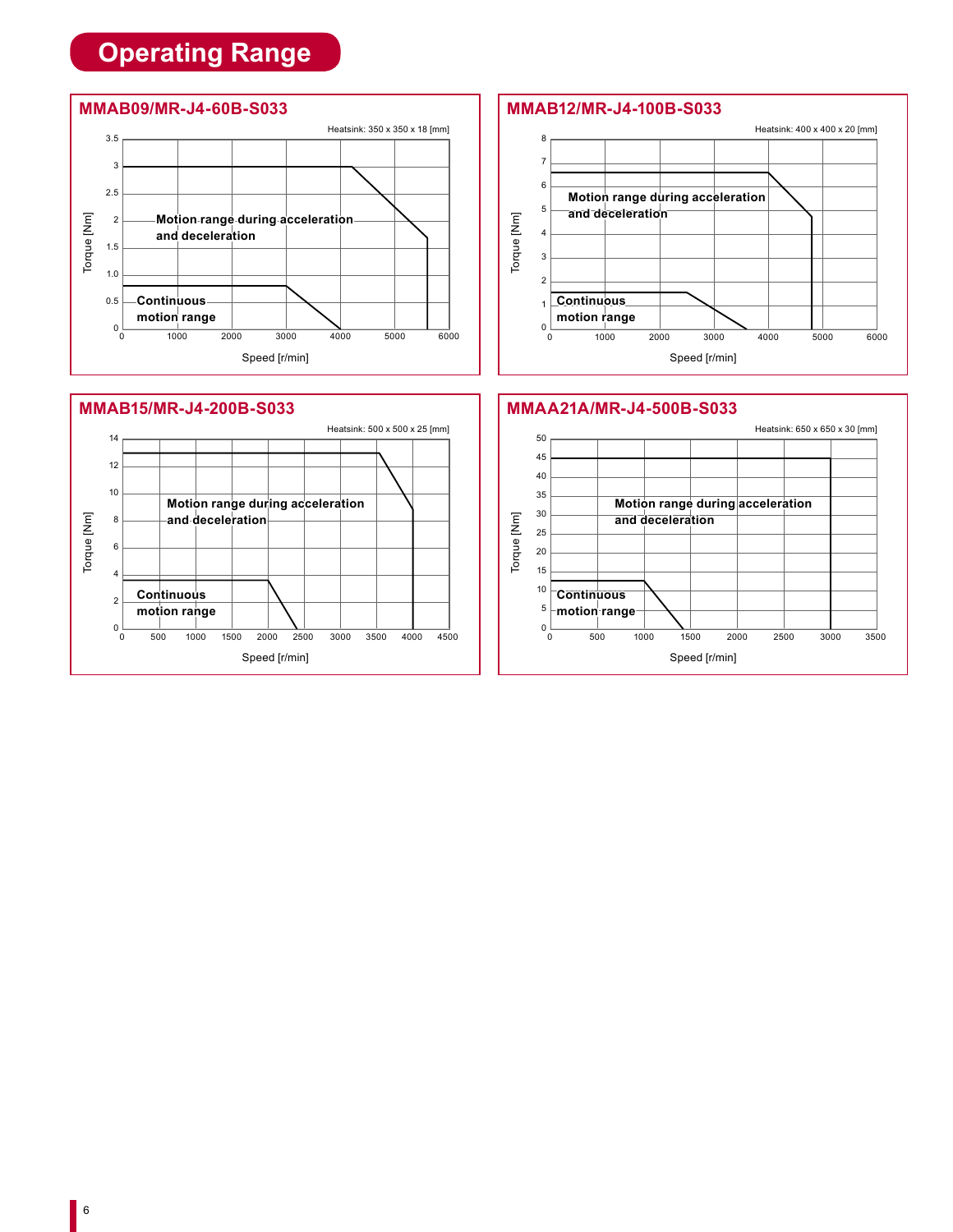# Operating Range

## MMAB09/MR-J4-60B-S033

Heatsink: 350 x 350 x 18 [mm]

Torque [Nm]: 0, 0.5, 1.0, 1.5, 2, 2.5, 3, 3.5

Speed [r/min]: 0, 1000, 2000, 3000, 4000, 5000, 6000

Motion range during acceleration and deceleration

Continuous motion range

## MMAB12/MR-J4-100B-S033

Heatsink: 400 x 400 x 20 [mm]

Torque [Nm]: 0, 1, 2, 3, 4, 5, 6, 7, 8

Speed [r/min]: 0, 1000, 2000, 3000, 4000, 5000, 6000

Motion range during acceleration and deceleration

Continuous motion range

## MMAB15/MR-J4-200B-S033

Heatsink: 500 x 500 x 25 [mm]

Torque [Nm]: 0, 2, 4, 6, 8, 10, 12, 14

Speed [r/min]: 0, 500, 1000, 1500, 2000, 2500, 3000, 3500, 4000, 4500

Motion range during acceleration and deceleration

Continuous motion range

## MMAA21A/MR-J4-500B-S033

Heatsink: 650 x 650 x 30 [mm]

Torque [Nm]: 0, 5, 10, 15, 20, 25, 30, 35, 40, 45, 50

Speed [r/min]: 0, 500, 1000, 1500, 2000, 2500, 3000, 3500

Motion range during acceleration and deceleration

Continuous motion range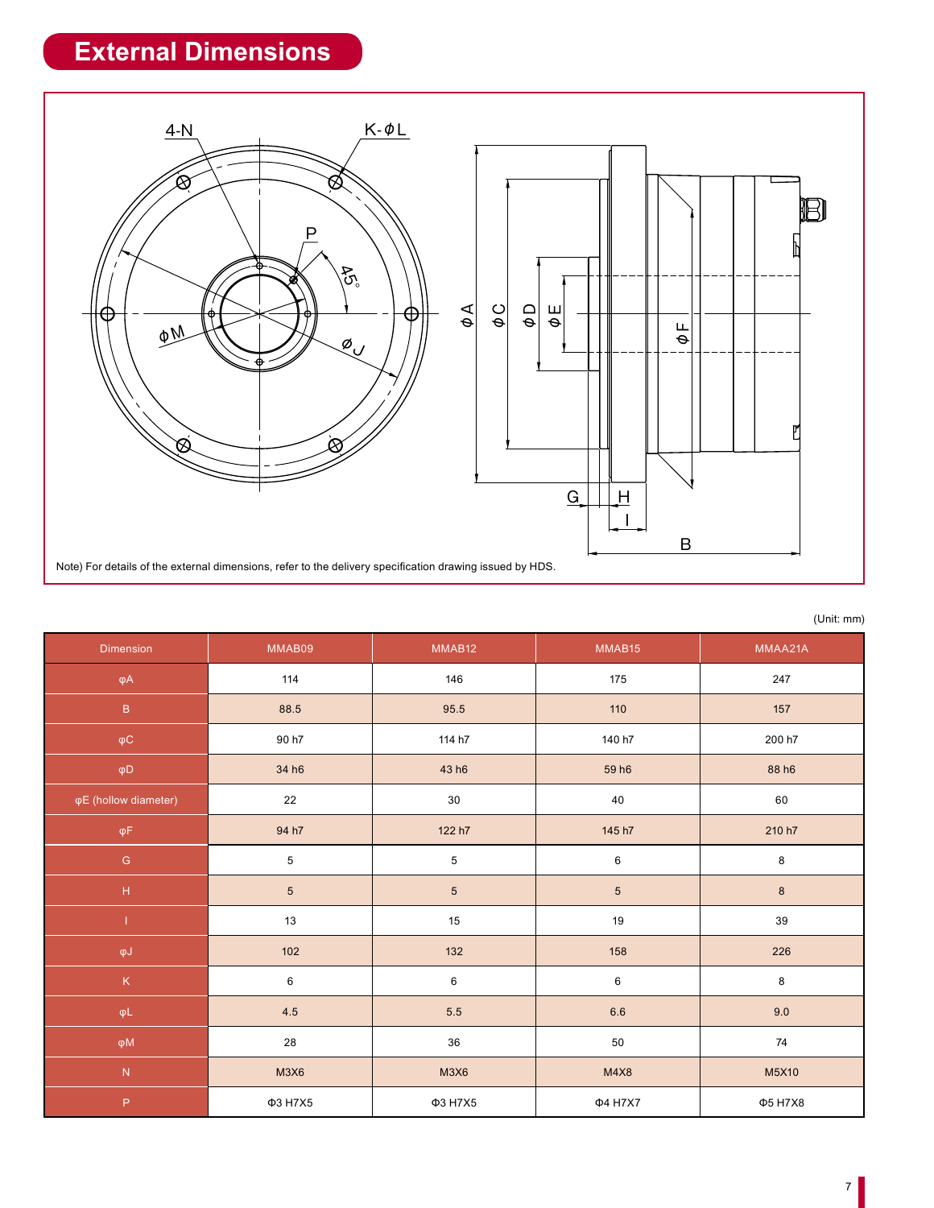# External Dimensions

Note) For details of the external dimensions, refer to the delivery specification drawing issued by HDS.

(Unit: mm)

| Dimension | MMAB09 | MMAB12 | MMAB15 | MMAA21A |
|---|---|---|---|---|
| φA | 114 | 146 | 175 | 247 |
| B | 88.5 | 95.5 | 110 | 157 |
| φC | 90 h7 | 114 h7 | 140 h7 | 200 h7 |
| φD | 34 h6 | 43 h6 | 59 h6 | 88 h6 |
| φE (hollow diameter) | 22 | 30 | 40 | 60 |
| φF | 94 h7 | 122 h7 | 145 h7 | 210 h7 |
| G | 5 | 5 | 6 | 8 |
| H | 5 | 5 | 5 | 8 |
| I | 13 | 15 | 19 | 39 |
| φJ | 102 | 132 | 158 | 226 |
| K | 6 | 6 | 6 | 8 |
| φL | 4.5 | 5.5 | 6.6 | 9.0 |
| φM | 28 | 36 | 50 | 74 |
| N | M3X6 | M3X6 | M4X8 | M5X10 |
| P | Φ3 H7X5 | Φ3 H7X5 | Φ4 H7X7 | Φ5 H7X8 |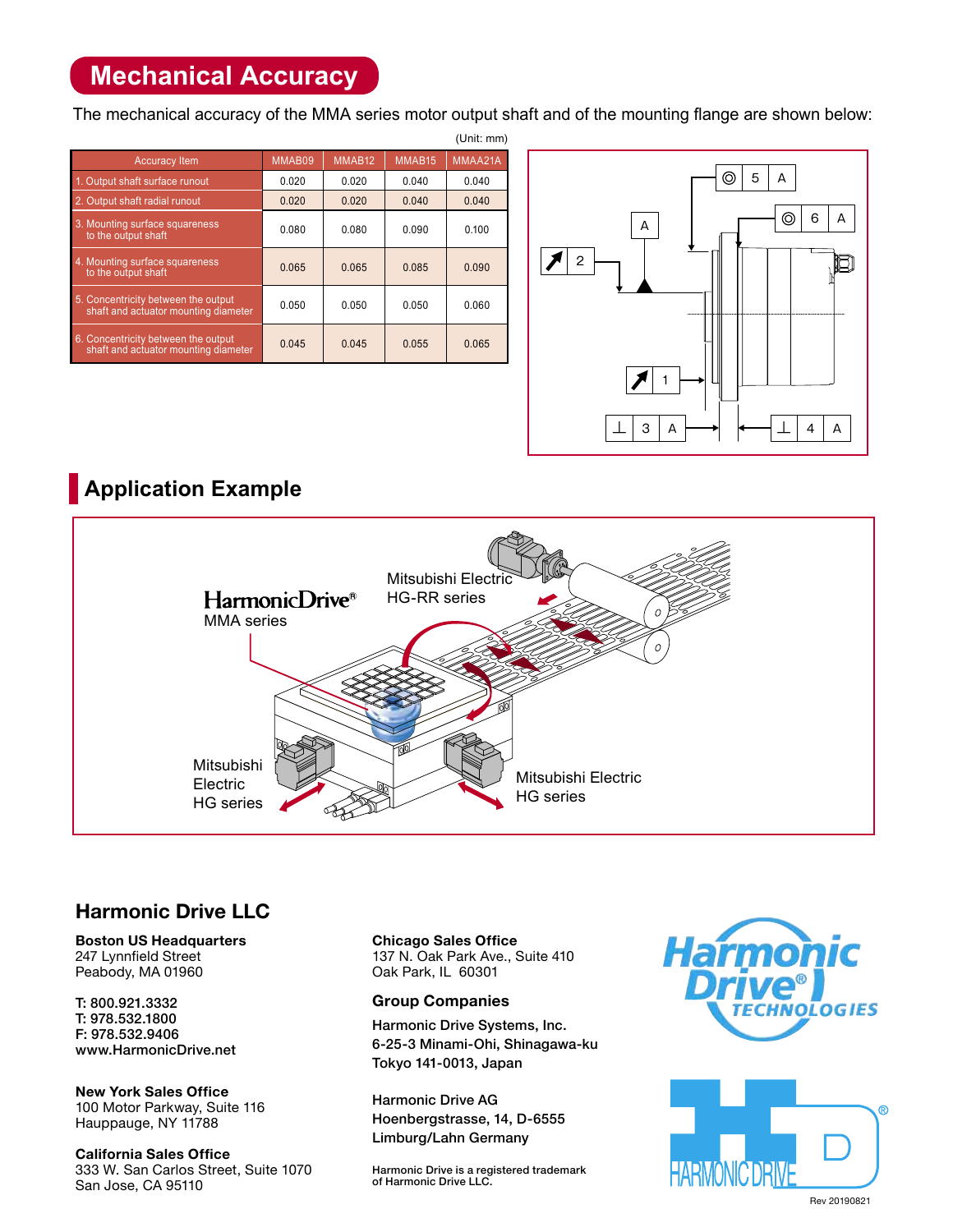## Mechanical Accuracy

The mechanical accuracy of the MMA series motor output shaft and of the mounting flange are shown below:

(Unit: mm)

| Accuracy Item | MMAB09 | MMAB12 | MMAB15 | MMAA21A |
|---|---|---|---|---|
| 1. Output shaft surface runout | 0.020 | 0.020 | 0.040 | 0.040 |
| 2. Output shaft radial runout | 0.020 | 0.020 | 0.040 | 0.040 |
| 3. Mounting surface squareness to the output shaft | 0.080 | 0.080 | 0.090 | 0.100 |
| 4. Mounting surface squareness to the output shaft | 0.065 | 0.065 | 0.085 | 0.090 |
| 5. Concentricity between the output shaft and actuator mounting diameter | 0.050 | 0.050 | 0.050 | 0.060 |
| 6. Concentricity between the output shaft and actuator mounting diameter | 0.045 | 0.045 | 0.055 | 0.065 |

◎ 5 A
◎ 6 A
A
↗ 2
↗ 1
⊥ 3 A
⊥ 4 A

## Application Example

HarmonicDrive® MMA series
Mitsubishi Electric HG-RR series
Mitsubishi Electric HG series
Mitsubishi Electric HG series

## Harmonic Drive LLC

**Boston US Headquarters**
247 Lynnfield Street
Peabody, MA 01960

T: 800.921.3332
T: 978.532.1800
F: 978.532.9406
www.HarmonicDrive.net

**New York Sales Office**
100 Motor Parkway, Suite 116
Hauppauge, NY 11788

**California Sales Office**
333 W. San Carlos Street, Suite 1070
San Jose, CA 95110

**Chicago Sales Office**
137 N. Oak Park Ave., Suite 410
Oak Park, IL 60301

**Group Companies**

**Harmonic Drive Systems, Inc.**
**6-25-3 Minami-Ohi, Shinagawa-ku**
**Tokyo 141-0013, Japan**

**Harmonic Drive AG**
**Hoenbergstrasse, 14, D-6555**
**Limburg/Lahn Germany**

**Harmonic Drive is a registered trademark of Harmonic Drive LLC.**

Harmonic Drive® TECHNOLOGIES

HARMONIC DRIVE®

Rev 20190821